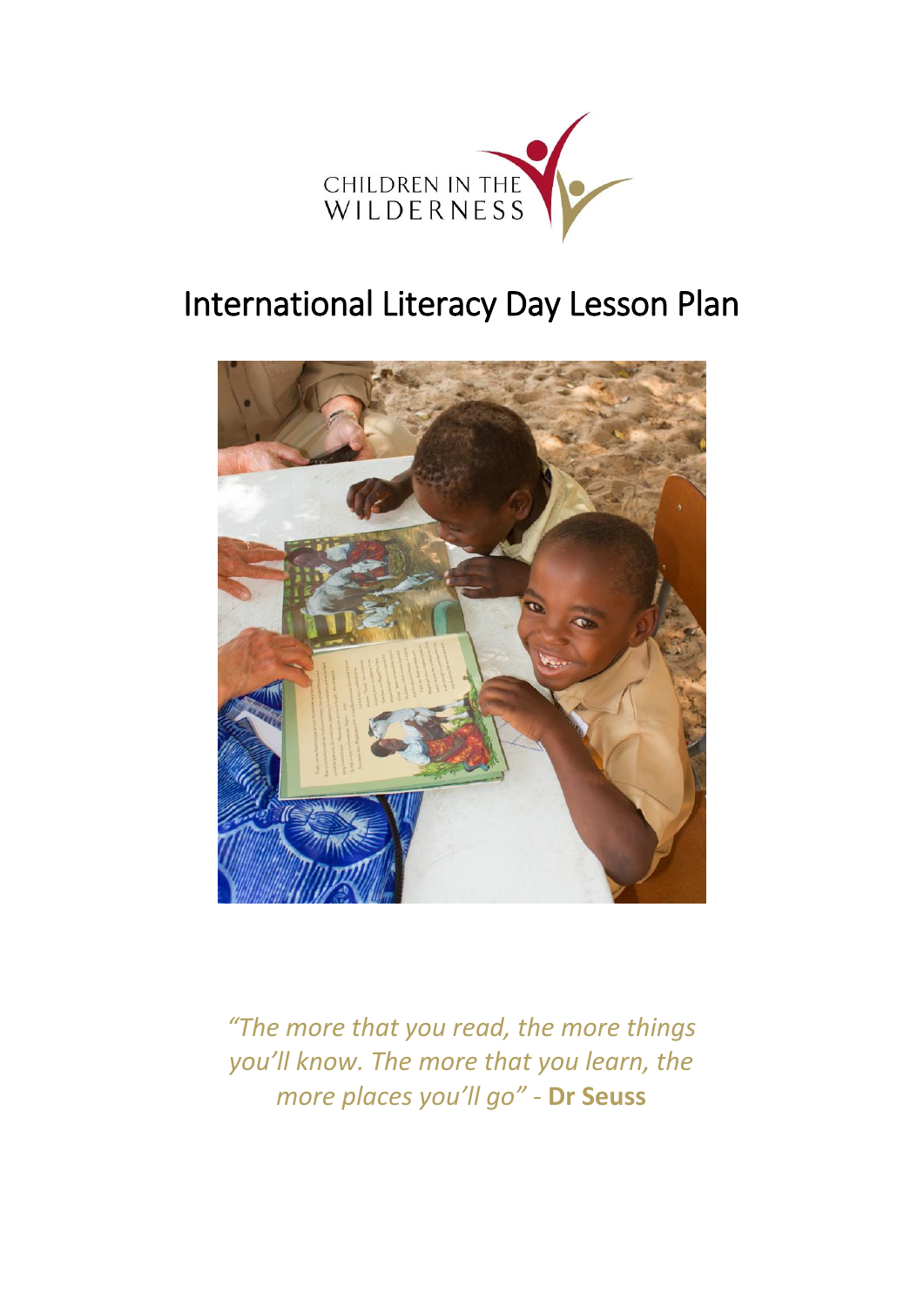CHILDREN IN THE WILDERNESS

# International Literacy Day Lesson Plan

*"The more that you read, the more things you'll know. The more that you learn, the more places you'll go"* - **Dr Seuss**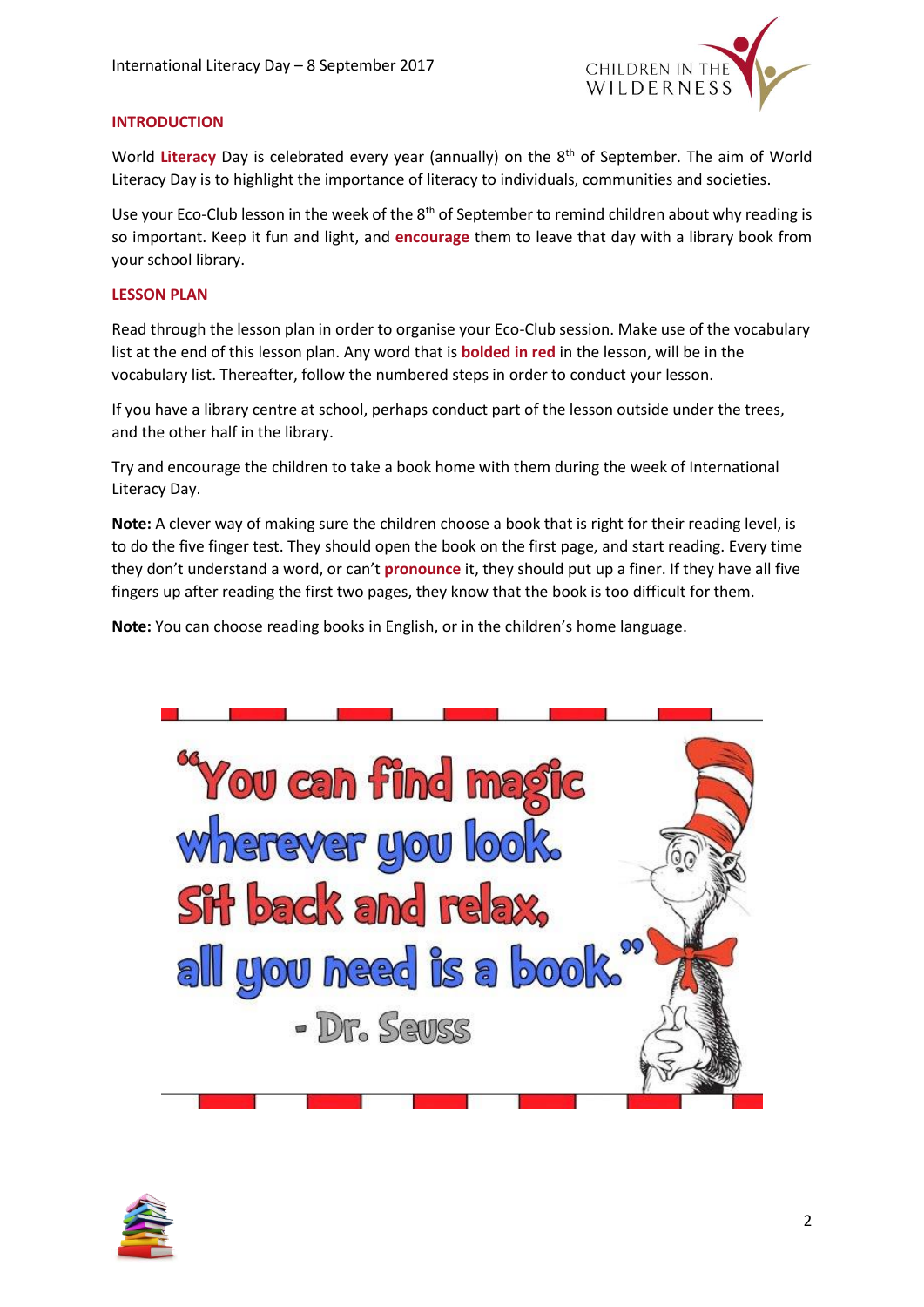## INTRODUCTION

World **Literacy** Day is celebrated every year (annually) on the 8th of September. The aim of World Literacy Day is to highlight the importance of literacy to individuals, communities and societies.

Use your Eco-Club lesson in the week of the 8th of September to remind children about why reading is so important. Keep it fun and light, and **encourage** them to leave that day with a library book from your school library.

## LESSON PLAN

Read through the lesson plan in order to organise your Eco-Club session. Make use of the vocabulary list at the end of this lesson plan. Any word that is **bolded in red** in the lesson, will be in the vocabulary list. Thereafter, follow the numbered steps in order to conduct your lesson.

If you have a library centre at school, perhaps conduct part of the lesson outside under the trees, and the other half in the library.

Try and encourage the children to take a book home with them during the week of International Literacy Day.

**Note:** A clever way of making sure the children choose a book that is right for their reading level, is to do the five finger test. They should open the book on the first page, and start reading. Every time they don't understand a word, or can't **pronounce** it, they should put up a finer. If they have all five fingers up after reading the first two pages, they know that the book is too difficult for them.

**Note:** You can choose reading books in English, or in the children's home language.

"You can find magic wherever you look. Sit back and relax, all you need is a book."

- Dr. Seuss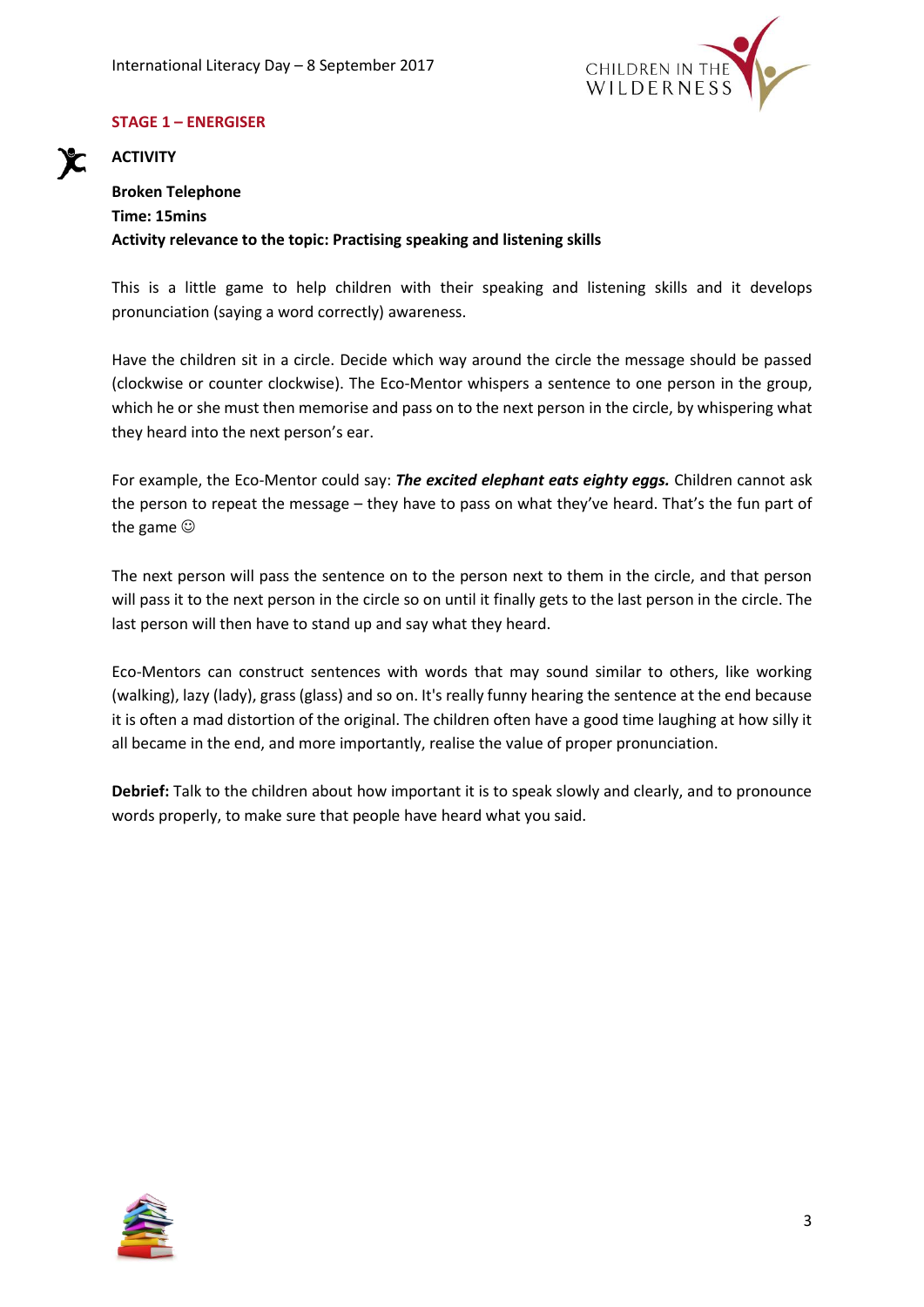## STAGE 1 – ENERGISER

### ACTIVITY

**Broken Telephone**
**Time: 15mins**
**Activity relevance to the topic: Practising speaking and listening skills**

This is a little game to help children with their speaking and listening skills and it develops pronunciation (saying a word correctly) awareness.

Have the children sit in a circle. Decide which way around the circle the message should be passed (clockwise or counter clockwise). The Eco-Mentor whispers a sentence to one person in the group, which he or she must then memorise and pass on to the next person in the circle, by whispering what they heard into the next person's ear.

For example, the Eco-Mentor could say: ***The excited elephant eats eighty eggs.*** Children cannot ask the person to repeat the message – they have to pass on what they've heard. That's the fun part of the game ☺

The next person will pass the sentence on to the person next to them in the circle, and that person will pass it to the next person in the circle so on until it finally gets to the last person in the circle. The last person will then have to stand up and say what they heard.

Eco-Mentors can construct sentences with words that may sound similar to others, like working (walking), lazy (lady), grass (glass) and so on. It's really funny hearing the sentence at the end because it is often a mad distortion of the original. The children often have a good time laughing at how silly it all became in the end, and more importantly, realise the value of proper pronunciation.

**Debrief:** Talk to the children about how important it is to speak slowly and clearly, and to pronounce words properly, to make sure that people have heard what you said.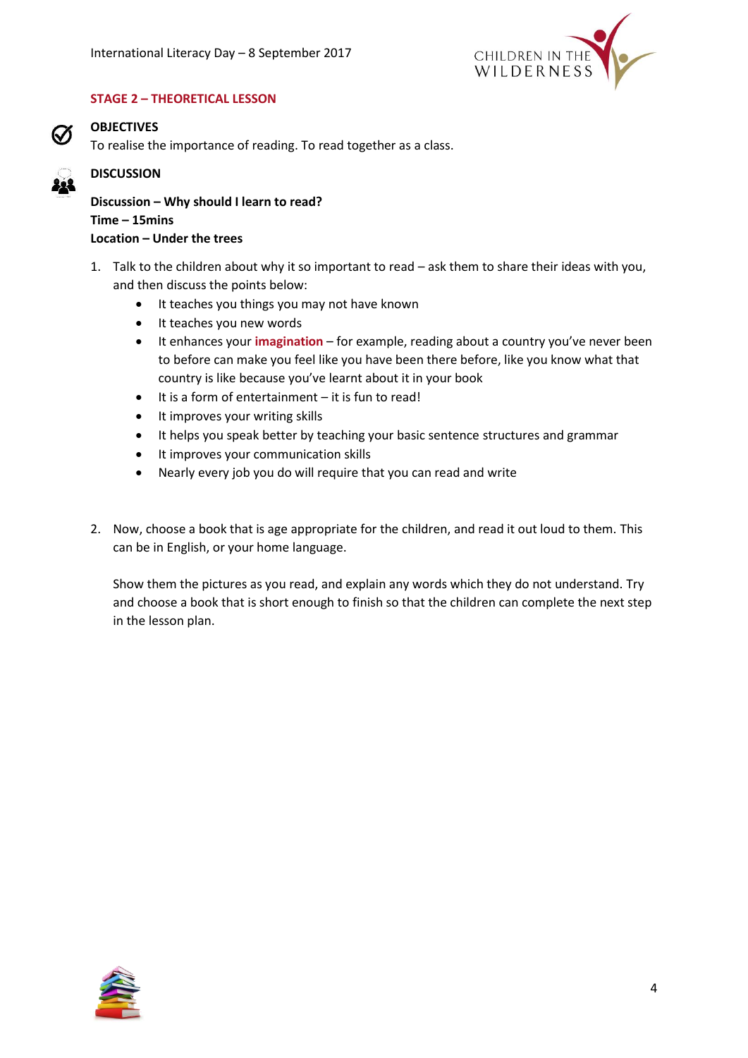## STAGE 2 – THEORETICAL LESSON

### OBJECTIVES

To realise the importance of reading. To read together as a class.

### DISCUSSION

**Discussion – Why should I learn to read?**
**Time – 15mins**
**Location – Under the trees**

1. Talk to the children about why it so important to read – ask them to share their ideas with you, and then discuss the points below:
    - It teaches you things you may not have known
    - It teaches you new words
    - It enhances your **imagination** – for example, reading about a country you've never been to before can make you feel like you have been there before, like you know what that country is like because you've learnt about it in your book
    - It is a form of entertainment – it is fun to read!
    - It improves your writing skills
    - It helps you speak better by teaching your basic sentence structures and grammar
    - It improves your communication skills
    - Nearly every job you do will require that you can read and write

2. Now, choose a book that is age appropriate for the children, and read it out loud to them. This can be in English, or your home language.

    Show them the pictures as you read, and explain any words which they do not understand. Try and choose a book that is short enough to finish so that the children can complete the next step in the lesson plan.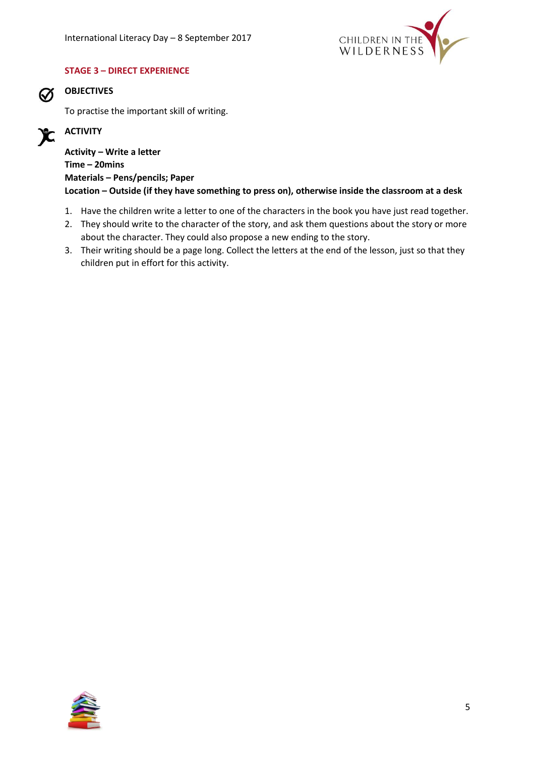## STAGE 3 – DIRECT EXPERIENCE

### OBJECTIVES

To practise the important skill of writing.

### ACTIVITY

**Activity – Write a letter**
**Time – 20mins**
**Materials – Pens/pencils; Paper**
**Location – Outside (if they have something to press on), otherwise inside the classroom at a desk**

1. Have the children write a letter to one of the characters in the book you have just read together.
2. They should write to the character of the story, and ask them questions about the story or more about the character. They could also propose a new ending to the story.
3. Their writing should be a page long. Collect the letters at the end of the lesson, just so that they children put in effort for this activity.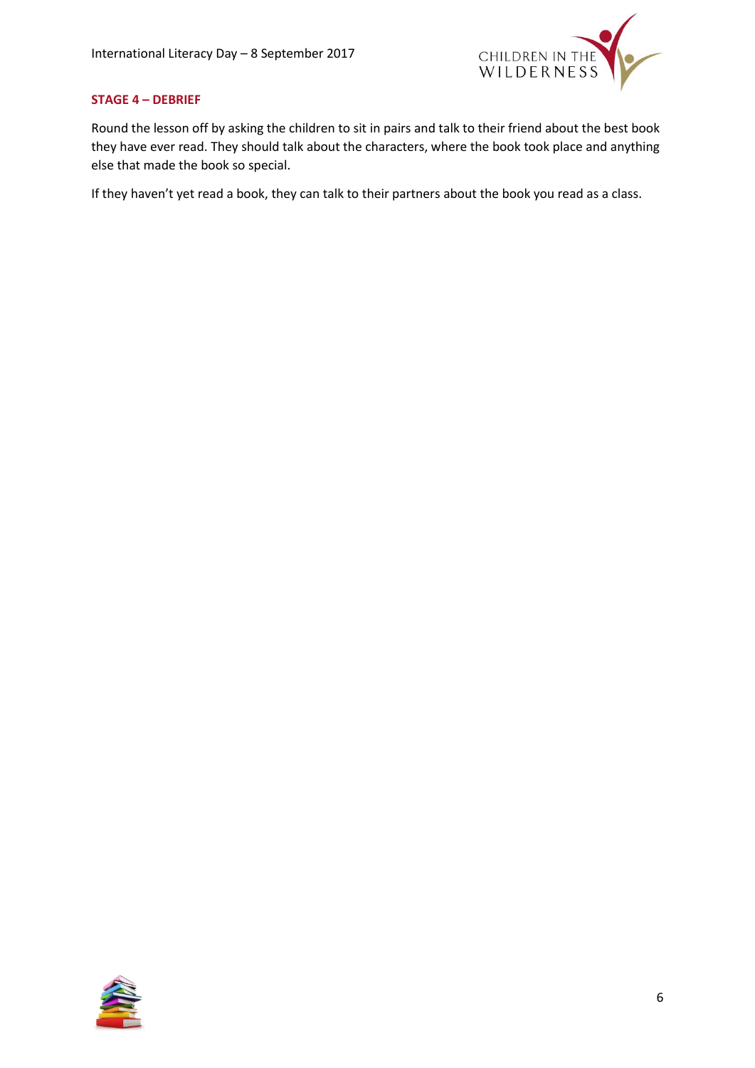## STAGE 4 – DEBRIEF

Round the lesson off by asking the children to sit in pairs and talk to their friend about the best book they have ever read. They should talk about the characters, where the book took place and anything else that made the book so special.

If they haven't yet read a book, they can talk to their partners about the book you read as a class.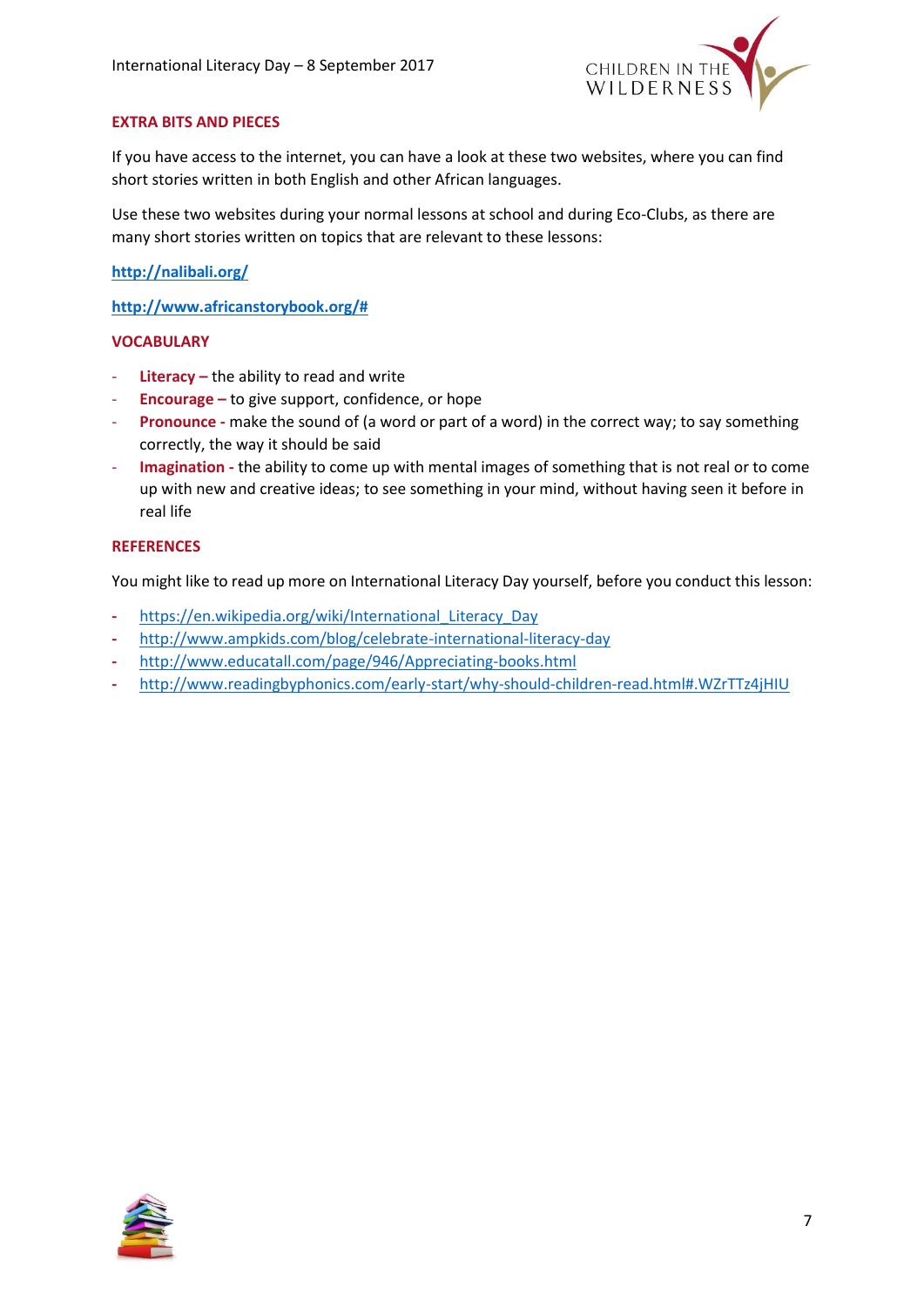## EXTRA BITS AND PIECES

If you have access to the internet, you can have a look at these two websites, where you can find short stories written in both English and other African languages.

Use these two websites during your normal lessons at school and during Eco-Clubs, as there are many short stories written on topics that are relevant to these lessons:

**http://nalibali.org/**

**http://www.africanstorybook.org/#**

## VOCABULARY

- **Literacy –** the ability to read and write
- **Encourage –** to give support, confidence, or hope
- **Pronounce -** make the sound of (a word or part of a word) in the correct way; to say something correctly, the way it should be said
- **Imagination -** the ability to come up with mental images of something that is not real or to come up with new and creative ideas; to see something in your mind, without having seen it before in real life

## REFERENCES

You might like to read up more on International Literacy Day yourself, before you conduct this lesson:

- https://en.wikipedia.org/wiki/International_Literacy_Day
- http://www.ampkids.com/blog/celebrate-international-literacy-day
- http://www.educatall.com/page/946/Appreciating-books.html
- http://www.readingbyphonics.com/early-start/why-should-children-read.html#.WZrTTz4jHIU